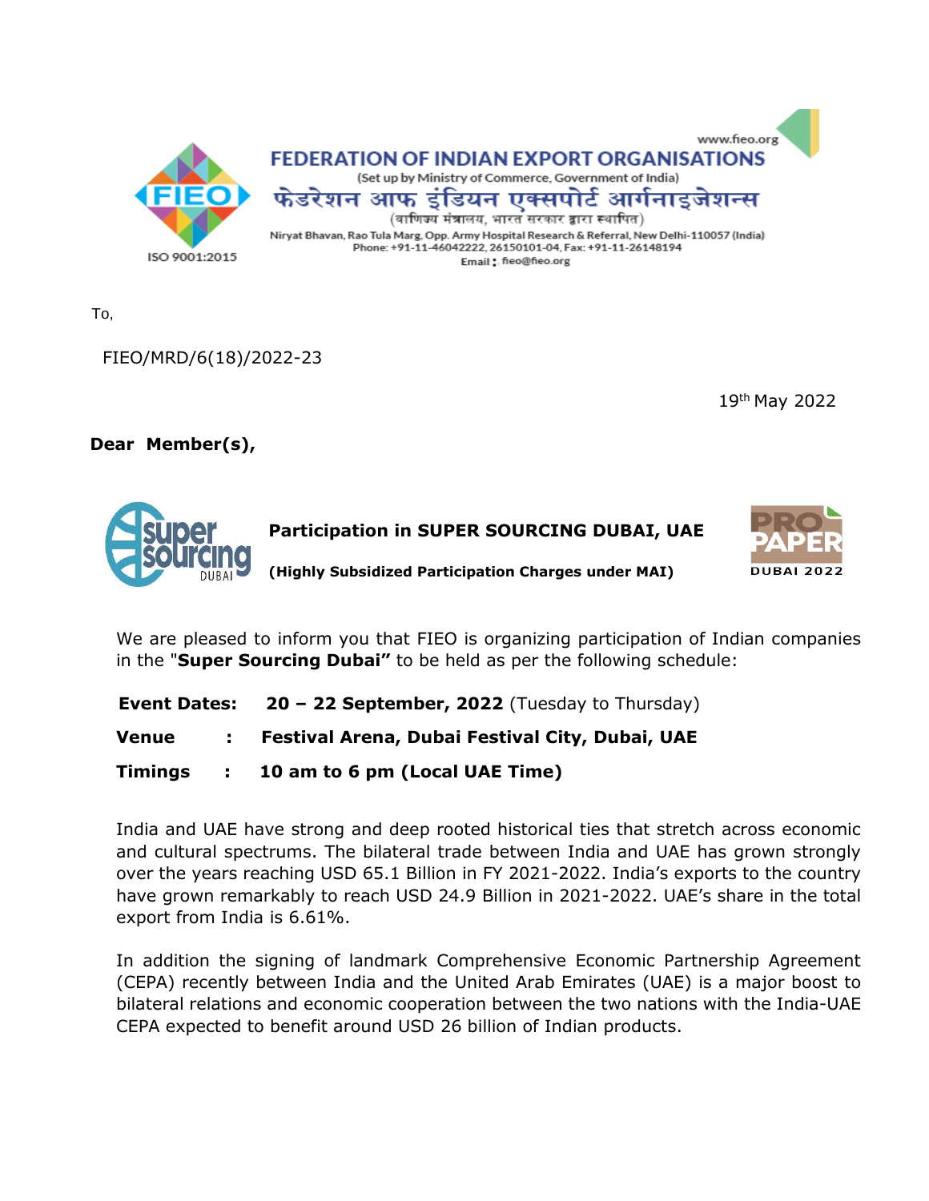**FEDERATION OF INDIAN EXPORT ORGANISATIONS**
(Set up by Ministry of Commerce, Government of India)
फेडरेशन आफ इंडियन एक्सपोर्ट आर्गनाइजेशन्स
(वाणिज्य मंत्रालय, भारत सरकार द्वारा स्थापित)
Niryat Bhavan, Rao Tula Marg, Opp. Army Hospital Research & Referral, New Delhi-110057 (India)
Phone: +91-11-46042222, 26150101-04, Fax: +91-11-26148194
Email : fieo@fieo.org
www.fieo.org

ISO 9001:2015

To,

FIEO/MRD/6(18)/2022-23

19th May 2022

**Dear Member(s),**

**Participation in SUPER SOURCING DUBAI, UAE**

**(Highly Subsidized Participation Charges under MAI)**

We are pleased to inform you that FIEO is organizing participation of Indian companies in the "**Super Sourcing Dubai"** to be held as per the following schedule:

**Event Dates:** **20 – 22 September, 2022** (Tuesday to Thursday)

**Venue** : **Festival Arena, Dubai Festival City, Dubai, UAE**

**Timings** : **10 am to 6 pm (Local UAE Time)**

India and UAE have strong and deep rooted historical ties that stretch across economic and cultural spectrums. The bilateral trade between India and UAE has grown strongly over the years reaching USD 65.1 Billion in FY 2021-2022. India's exports to the country have grown remarkably to reach USD 24.9 Billion in 2021-2022. UAE's share in the total export from India is 6.61%.

In addition the signing of landmark Comprehensive Economic Partnership Agreement (CEPA) recently between India and the United Arab Emirates (UAE) is a major boost to bilateral relations and economic cooperation between the two nations with the India-UAE CEPA expected to benefit around USD 26 billion of Indian products.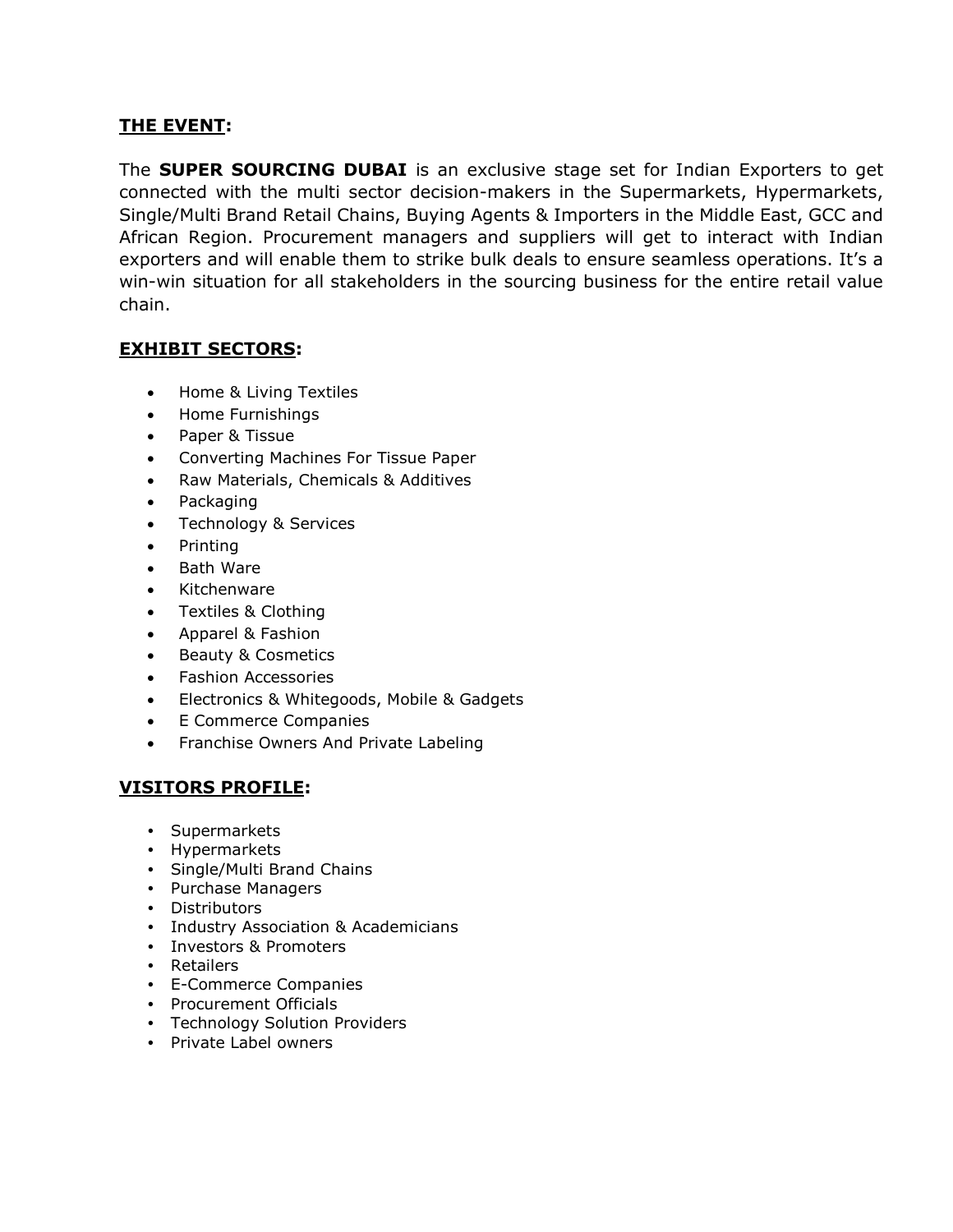## THE EVENT:

The **SUPER SOURCING DUBAI** is an exclusive stage set for Indian Exporters to get connected with the multi sector decision-makers in the Supermarkets, Hypermarkets, Single/Multi Brand Retail Chains, Buying Agents & Importers in the Middle East, GCC and African Region. Procurement managers and suppliers will get to interact with Indian exporters and will enable them to strike bulk deals to ensure seamless operations. It's a win-win situation for all stakeholders in the sourcing business for the entire retail value chain.

## EXHIBIT SECTORS:

- Home & Living Textiles
- Home Furnishings
- Paper & Tissue
- Converting Machines For Tissue Paper
- Raw Materials, Chemicals & Additives
- Packaging
- Technology & Services
- Printing
- Bath Ware
- Kitchenware
- Textiles & Clothing
- Apparel & Fashion
- Beauty & Cosmetics
- Fashion Accessories
- Electronics & Whitegoods, Mobile & Gadgets
- E Commerce Companies
- Franchise Owners And Private Labeling

## VISITORS PROFILE:

- Supermarkets
- Hypermarkets
- Single/Multi Brand Chains
- Purchase Managers
- Distributors
- Industry Association & Academicians
- Investors & Promoters
- Retailers
- E-Commerce Companies
- Procurement Officials
- Technology Solution Providers
- Private Label owners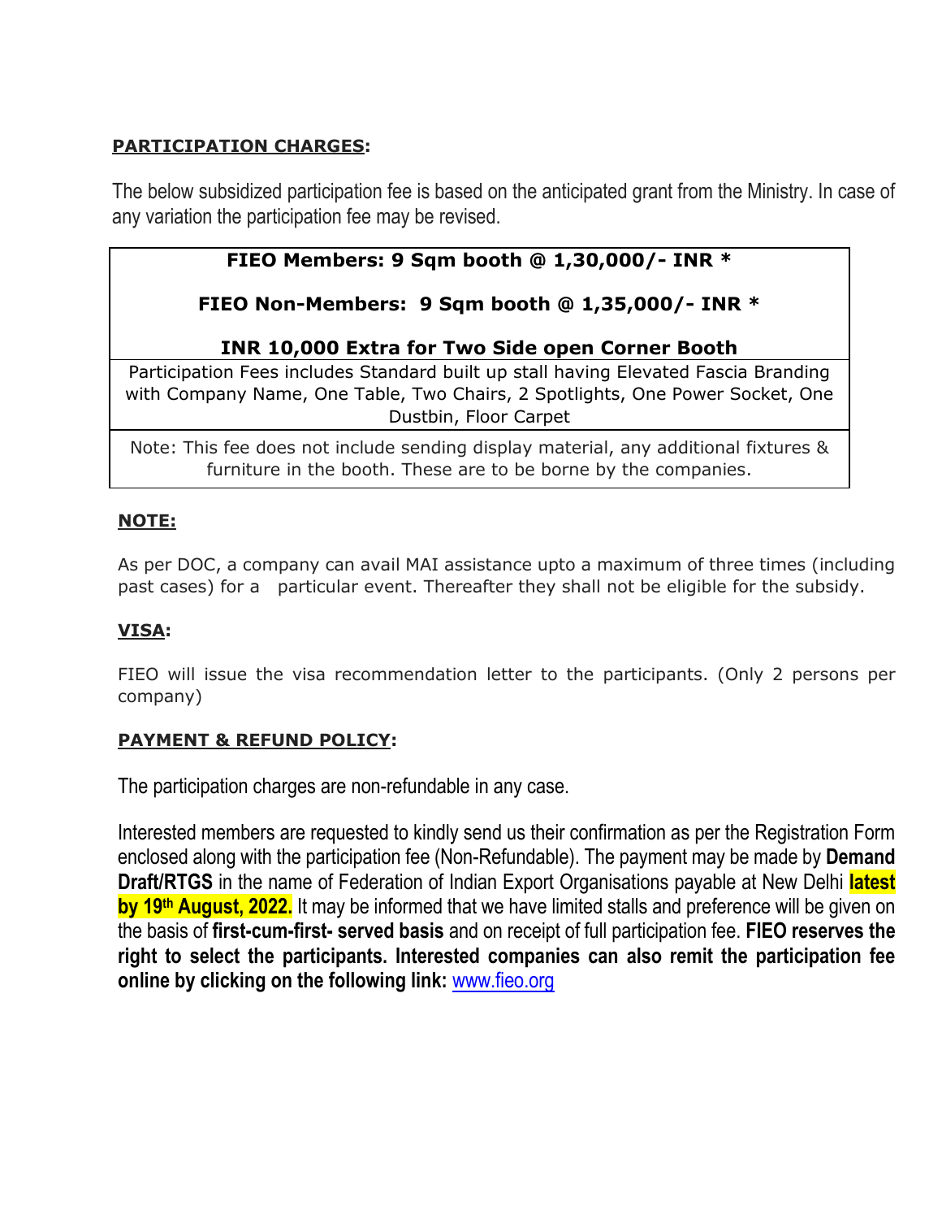**PARTICIPATION CHARGES:**

The below subsidized participation fee is based on the anticipated grant from the Ministry. In case of any variation the participation fee may be revised.

| **FIEO Members: 9 Sqm booth @ 1,30,000/- INR \*** <br> **FIEO Non-Members: 9 Sqm booth @ 1,35,000/- INR \*** <br> **INR 10,000 Extra for Two Side open Corner Booth** |
|---|
| Participation Fees includes Standard built up stall having Elevated Fascia Branding with Company Name, One Table, Two Chairs, 2 Spotlights, One Power Socket, One Dustbin, Floor Carpet |
| Note: This fee does not include sending display material, any additional fixtures & furniture in the booth. These are to be borne by the companies. |

**NOTE:**

As per DOC, a company can avail MAI assistance upto a maximum of three times (including past cases) for a particular event. Thereafter they shall not be eligible for the subsidy.

**VISA:**

FIEO will issue the visa recommendation letter to the participants. (Only 2 persons per company)

**PAYMENT & REFUND POLICY:**

The participation charges are non-refundable in any case.

Interested members are requested to kindly send us their confirmation as per the Registration Form enclosed along with the participation fee (Non-Refundable). The payment may be made by **Demand Draft/RTGS** in the name of Federation of Indian Export Organisations payable at New Delhi **latest by 19th August, 2022.** It may be informed that we have limited stalls and preference will be given on the basis of **first-cum-first- served basis** and on receipt of full participation fee. **FIEO reserves the right to select the participants. Interested companies can also remit the participation fee online by clicking on the following link:** www.fieo.org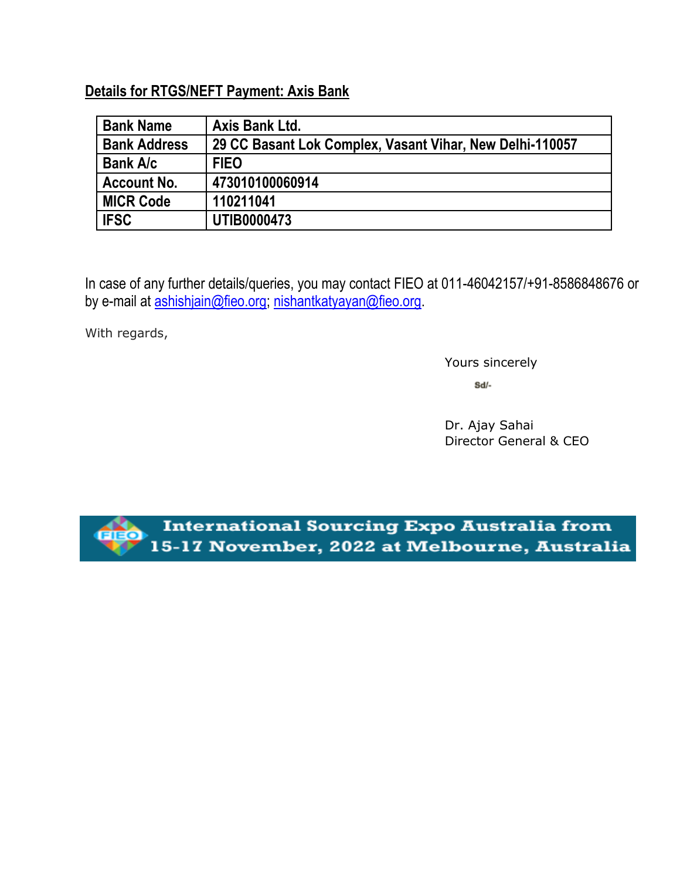**Details for RTGS/NEFT Payment: Axis Bank**

| | |
|---|---|
| **Bank Name** | **Axis Bank Ltd.** |
| **Bank Address** | **29 CC Basant Lok Complex, Vasant Vihar, New Delhi-110057** |
| **Bank A/c** | **FIEO** |
| **Account No.** | **473010100060914** |
| **MICR Code** | **110211041** |
| **IFSC** | **UTIB0000473** |

In case of any further details/queries, you may contact FIEO at 011-46042157/+91-8586848676 or by e-mail at ashishjain@fieo.org; nishantkatyayan@fieo.org.

With regards,

Yours sincerely

Sd/-

Dr. Ajay Sahai
Director General & CEO

FIEO International Sourcing Expo Australia from 15-17 November, 2022 at Melbourne, Australia